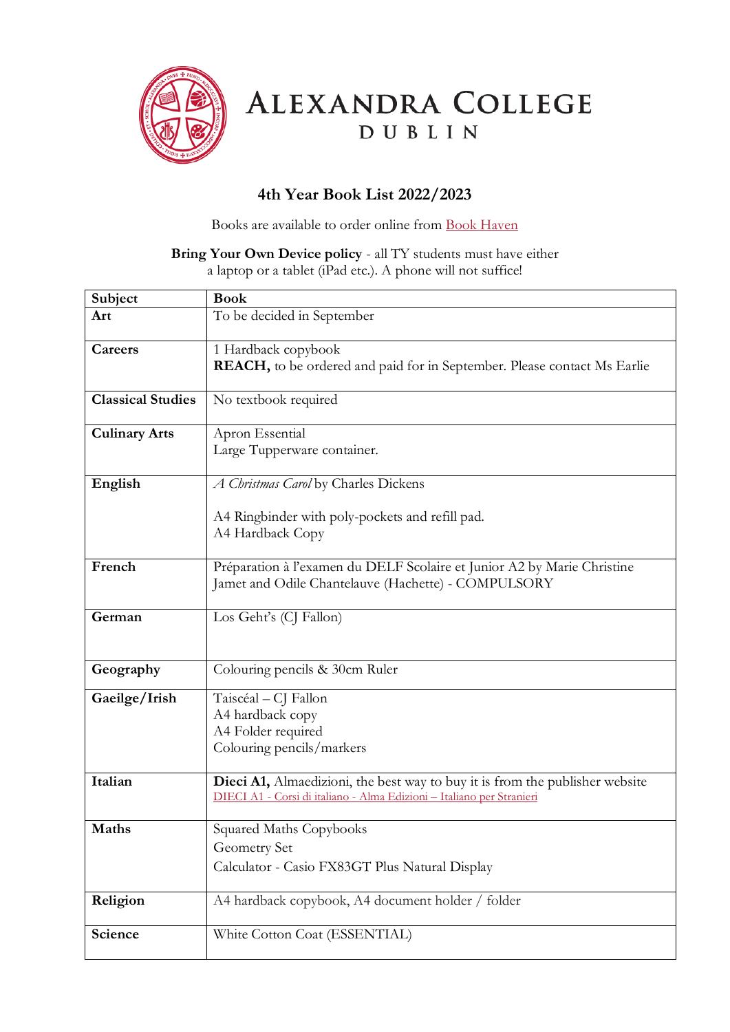# Alexandra College
## Dublin

### 4th Year Book List 2022/2023

Books are available to order online from Book Haven

**Bring Your Own Device policy** - all TY students must have either a laptop or a tablet (iPad etc.). A phone will not suffice!

| Subject | Book |
|---|---|
| **Art** | To be decided in September |
| **Careers** | 1 Hardback copybook<br>**REACH,** to be ordered and paid for in September. Please contact Ms Earlie |
| **Classical Studies** | No textbook required |
| **Culinary Arts** | Apron Essential<br>Large Tupperware container. |
| **English** | *A Christmas Carol* by Charles Dickens<br><br>A4 Ringbinder with poly-pockets and refill pad.<br>A4 Hardback Copy |
| **French** | Préparation à l'examen du DELF Scolaire et Junior A2 by Marie Christine Jamet and Odile Chantelauve (Hachette) - COMPULSORY |
| **German** | Los Geht's (CJ Fallon) |
| **Geography** | Colouring pencils & 30cm Ruler |
| **Gaeilge/Irish** | Taiscéal – CJ Fallon<br>A4 hardback copy<br>A4 Folder required<br>Colouring pencils/markers |
| **Italian** | **Dieci A1,** Almaedizioni, the best way to buy it is from the publisher website<br>DIECI A1 - Corsi di italiano - Alma Edizioni – Italiano per Stranieri |
| **Maths** | Squared Maths Copybooks<br>Geometry Set<br>Calculator - Casio FX83GT Plus Natural Display |
| **Religion** | A4 hardback copybook, A4 document holder / folder |
| **Science** | White Cotton Coat (ESSENTIAL) |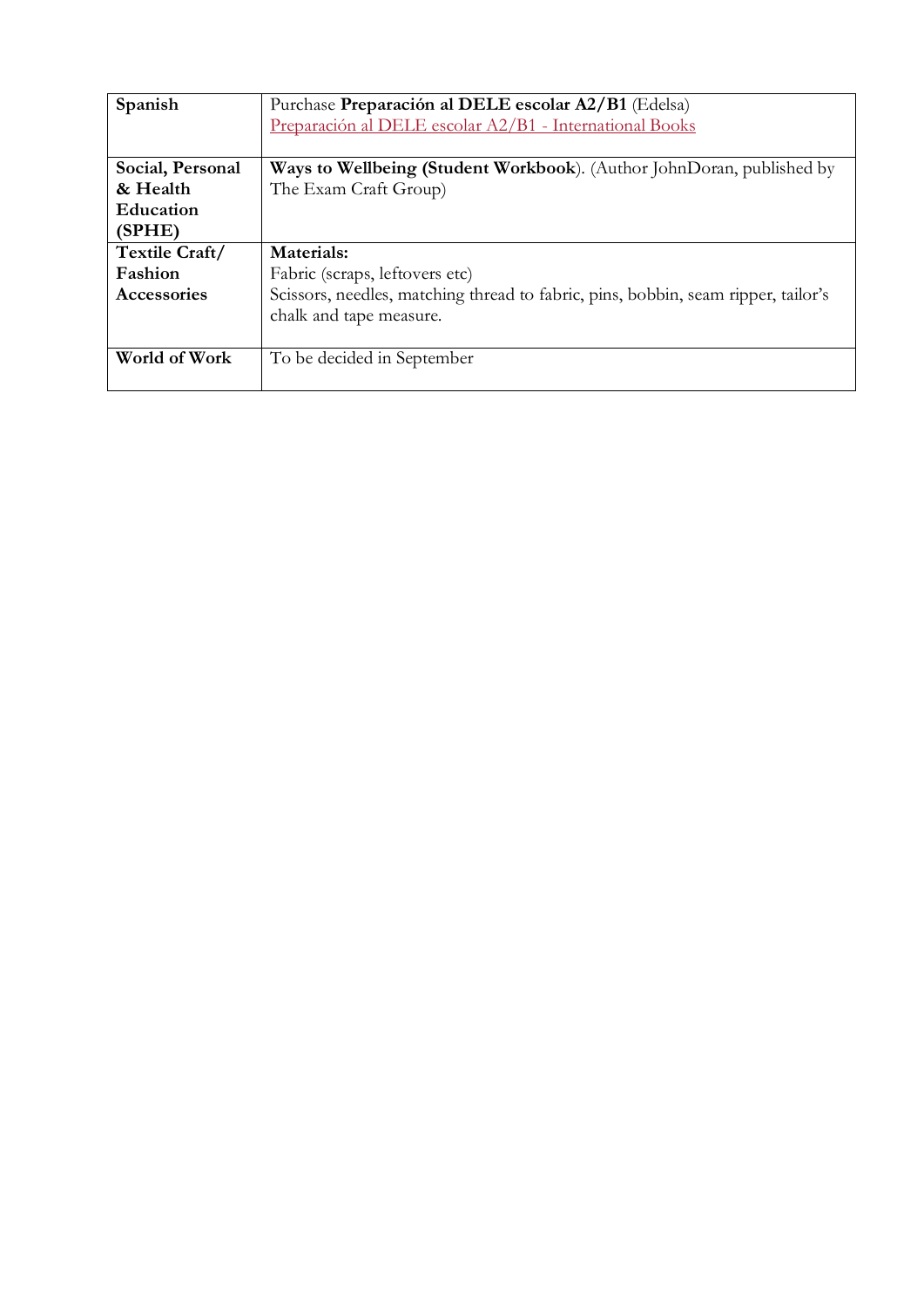| | |
|---|---|
| **Spanish** | Purchase **Preparación al DELE escolar A2/B1** (Edelsa)<br>Preparación al DELE escolar A2/B1 - International Books |
| **Social, Personal & Health Education (SPHE)** | **Ways to Wellbeing (Student Workbook**). (Author JohnDoran, published by The Exam Craft Group) |
| **Textile Craft/ Fashion Accessories** | **Materials:**<br>Fabric (scraps, leftovers etc)<br>Scissors, needles, matching thread to fabric, pins, bobbin, seam ripper, tailor's chalk and tape measure. |
| **World of Work** | To be decided in September |